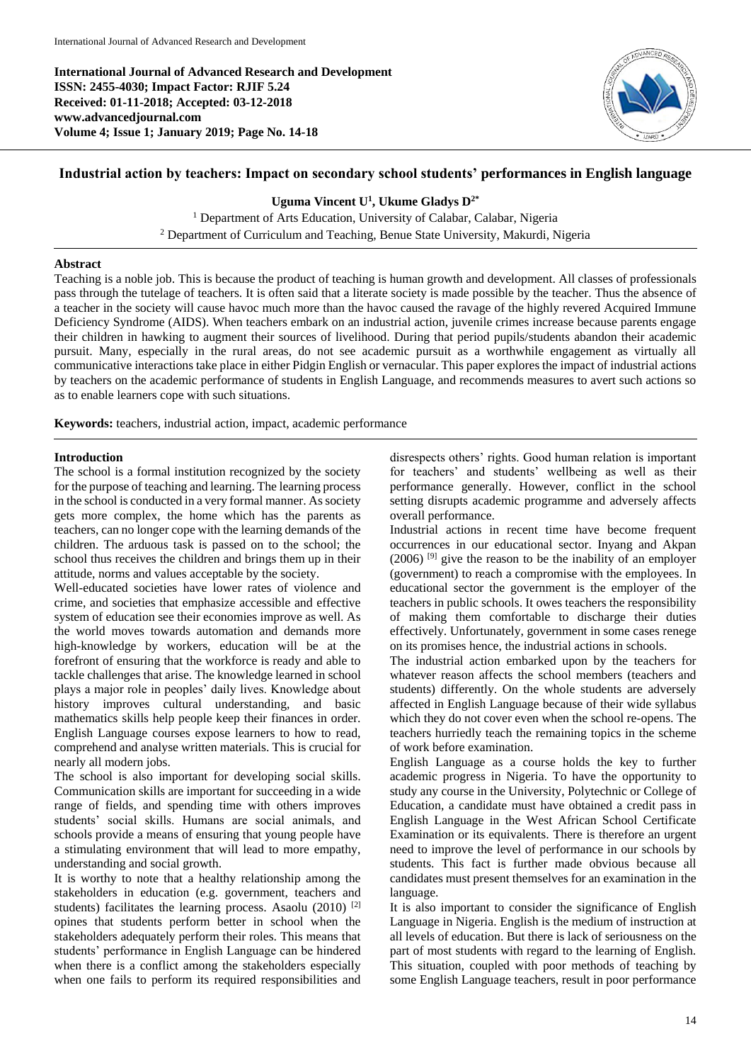**International Journal of Advanced Research and Development**
**ISSN: 2455-4030; Impact Factor: RJIF 5.24**
**Received: 01-11-2018; Accepted: 03-12-2018**
**www.advancedjournal.com**
**Volume 4; Issue 1; January 2019; Page No. 14-18**

# Industrial action by teachers: Impact on secondary school students' performances in English language

**Uguma Vincent U[1], Ukume Gladys D[2*]**

[1] Department of Arts Education, University of Calabar, Calabar, Nigeria
[2] Department of Curriculum and Teaching, Benue State University, Makurdi, Nigeria

## Abstract

Teaching is a noble job. This is because the product of teaching is human growth and development. All classes of professionals pass through the tutelage of teachers. It is often said that a literate society is made possible by the teacher. Thus the absence of a teacher in the society will cause havoc much more than the havoc caused the ravage of the highly revered Acquired Immune Deficiency Syndrome (AIDS). When teachers embark on an industrial action, juvenile crimes increase because parents engage their children in hawking to augment their sources of livelihood. During that period pupils/students abandon their academic pursuit. Many, especially in the rural areas, do not see academic pursuit as a worthwhile engagement as virtually all communicative interactions take place in either Pidgin English or vernacular. This paper explores the impact of industrial actions by teachers on the academic performance of students in English Language, and recommends measures to avert such actions so as to enable learners cope with such situations.

**Keywords:** teachers, industrial action, impact, academic performance

## Introduction

The school is a formal institution recognized by the society for the purpose of teaching and learning. The learning process in the school is conducted in a very formal manner. As society gets more complex, the home which has the parents as teachers, can no longer cope with the learning demands of the children. The arduous task is passed on to the school; the school thus receives the children and brings them up in their attitude, norms and values acceptable by the society.

Well-educated societies have lower rates of violence and crime, and societies that emphasize accessible and effective system of education see their economies improve as well. As the world moves towards automation and demands more high-knowledge by workers, education will be at the forefront of ensuring that the workforce is ready and able to tackle challenges that arise. The knowledge learned in school plays a major role in peoples' daily lives. Knowledge about history improves cultural understanding, and basic mathematics skills help people keep their finances in order. English Language courses expose learners to how to read, comprehend and analyse written materials. This is crucial for nearly all modern jobs.

The school is also important for developing social skills. Communication skills are important for succeeding in a wide range of fields, and spending time with others improves students' social skills. Humans are social animals, and schools provide a means of ensuring that young people have a stimulating environment that will lead to more empathy, understanding and social growth.

It is worthy to note that a healthy relationship among the stakeholders in education (e.g. government, teachers and students) facilitates the learning process. Asaolu (2010) [2] opines that students perform better in school when the stakeholders adequately perform their roles. This means that students' performance in English Language can be hindered when there is a conflict among the stakeholders especially when one fails to perform its required responsibilities and disrespects others' rights. Good human relation is important for teachers' and students' wellbeing as well as their performance generally. However, conflict in the school setting disrupts academic programme and adversely affects overall performance.

Industrial actions in recent time have become frequent occurrences in our educational sector. Inyang and Akpan (2006) [9] give the reason to be the inability of an employer (government) to reach a compromise with the employees. In educational sector the government is the employer of the teachers in public schools. It owes teachers the responsibility of making them comfortable to discharge their duties effectively. Unfortunately, government in some cases renege on its promises hence, the industrial actions in schools.

The industrial action embarked upon by the teachers for whatever reason affects the school members (teachers and students) differently. On the whole students are adversely affected in English Language because of their wide syllabus which they do not cover even when the school re-opens. The teachers hurriedly teach the remaining topics in the scheme of work before examination.

English Language as a course holds the key to further academic progress in Nigeria. To have the opportunity to study any course in the University, Polytechnic or College of Education, a candidate must have obtained a credit pass in English Language in the West African School Certificate Examination or its equivalents. There is therefore an urgent need to improve the level of performance in our schools by students. This fact is further made obvious because all candidates must present themselves for an examination in the language.

It is also important to consider the significance of English Language in Nigeria. English is the medium of instruction at all levels of education. But there is lack of seriousness on the part of most students with regard to the learning of English. This situation, coupled with poor methods of teaching by some English Language teachers, result in poor performance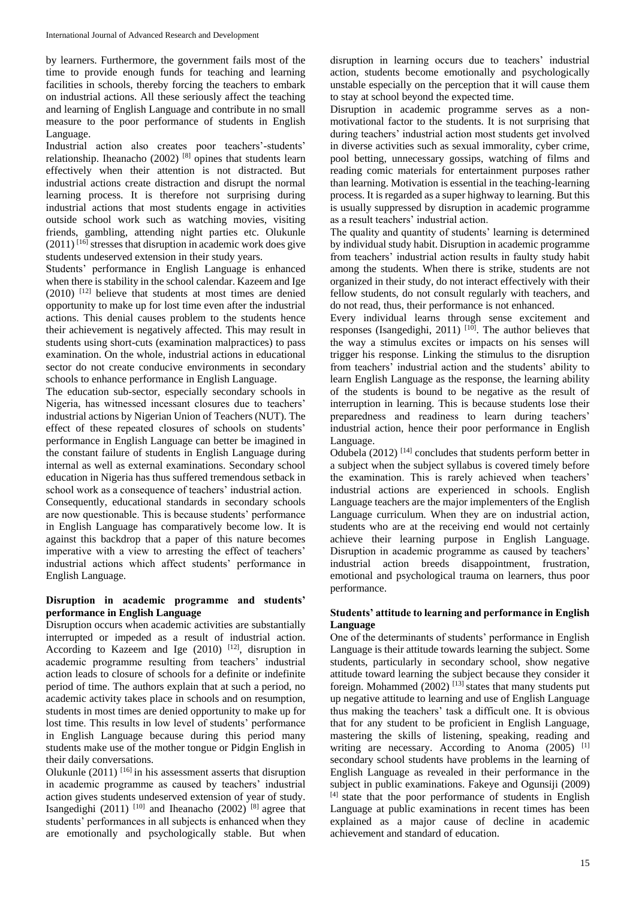by learners. Furthermore, the government fails most of the time to provide enough funds for teaching and learning facilities in schools, thereby forcing the teachers to embark on industrial actions. All these seriously affect the teaching and learning of English Language and contribute in no small measure to the poor performance of students in English Language.

Industrial action also creates poor teachers'-students' relationship. Iheanacho (2002) [8] opines that students learn effectively when their attention is not distracted. But industrial actions create distraction and disrupt the normal learning process. It is therefore not surprising during industrial actions that most students engage in activities outside school work such as watching movies, visiting friends, gambling, attending night parties etc. Olukunle (2011) [16] stresses that disruption in academic work does give students undeserved extension in their study years.

Students' performance in English Language is enhanced when there is stability in the school calendar. Kazeem and Ige (2010) [12] believe that students at most times are denied opportunity to make up for lost time even after the industrial actions. This denial causes problem to the students hence their achievement is negatively affected. This may result in students using short-cuts (examination malpractices) to pass examination. On the whole, industrial actions in educational sector do not create conducive environments in secondary schools to enhance performance in English Language.

The education sub-sector, especially secondary schools in Nigeria, has witnessed incessant closures due to teachers' industrial actions by Nigerian Union of Teachers (NUT). The effect of these repeated closures of schools on students' performance in English Language can better be imagined in the constant failure of students in English Language during internal as well as external examinations. Secondary school education in Nigeria has thus suffered tremendous setback in school work as a consequence of teachers' industrial action.

Consequently, educational standards in secondary schools are now questionable. This is because students' performance in English Language has comparatively become low. It is against this backdrop that a paper of this nature becomes imperative with a view to arresting the effect of teachers' industrial actions which affect students' performance in English Language.

## Disruption in academic programme and students' performance in English Language

Disruption occurs when academic activities are substantially interrupted or impeded as a result of industrial action. According to Kazeem and Ige (2010) [12], disruption in academic programme resulting from teachers' industrial action leads to closure of schools for a definite or indefinite period of time. The authors explain that at such a period, no academic activity takes place in schools and on resumption, students in most times are denied opportunity to make up for lost time. This results in low level of students' performance in English Language because during this period many students make use of the mother tongue or Pidgin English in their daily conversations.

Olukunle (2011) [16] in his assessment asserts that disruption in academic programme as caused by teachers' industrial action gives students undeserved extension of year of study. Isangedighi (2011) [10] and Iheanacho (2002) [8] agree that students' performances in all subjects is enhanced when they are emotionally and psychologically stable. But when disruption in learning occurs due to teachers' industrial action, students become emotionally and psychologically unstable especially on the perception that it will cause them to stay at school beyond the expected time.

Disruption in academic programme serves as a non-motivational factor to the students. It is not surprising that during teachers' industrial action most students get involved in diverse activities such as sexual immorality, cyber crime, pool betting, unnecessary gossips, watching of films and reading comic materials for entertainment purposes rather than learning. Motivation is essential in the teaching-learning process. It is regarded as a super highway to learning. But this is usually suppressed by disruption in academic programme as a result teachers' industrial action.

The quality and quantity of students' learning is determined by individual study habit. Disruption in academic programme from teachers' industrial action results in faulty study habit among the students. When there is strike, students are not organized in their study, do not interact effectively with their fellow students, do not consult regularly with teachers, and do not read, thus, their performance is not enhanced.

Every individual learns through sense excitement and responses (Isangedighi, 2011) [10]. The author believes that the way a stimulus excites or impacts on his senses will trigger his response. Linking the stimulus to the disruption from teachers' industrial action and the students' ability to learn English Language as the response, the learning ability of the students is bound to be negative as the result of interruption in learning. This is because students lose their preparedness and readiness to learn during teachers' industrial action, hence their poor performance in English Language.

Odubela (2012) [14] concludes that students perform better in a subject when the subject syllabus is covered timely before the examination. This is rarely achieved when teachers' industrial actions are experienced in schools. English Language teachers are the major implementers of the English Language curriculum. When they are on industrial action, students who are at the receiving end would not certainly achieve their learning purpose in English Language. Disruption in academic programme as caused by teachers' industrial action breeds disappointment, frustration, emotional and psychological trauma on learners, thus poor performance.

## Students' attitude to learning and performance in English Language

One of the determinants of students' performance in English Language is their attitude towards learning the subject. Some students, particularly in secondary school, show negative attitude toward learning the subject because they consider it foreign. Mohammed (2002) [13] states that many students put up negative attitude to learning and use of English Language thus making the teachers' task a difficult one. It is obvious that for any student to be proficient in English Language, mastering the skills of listening, speaking, reading and writing are necessary. According to Anoma (2005) [1] secondary school students have problems in the learning of English Language as revealed in their performance in the subject in public examinations. Fakeye and Ogunsiji (2009) [4] state that the poor performance of students in English Language at public examinations in recent times has been explained as a major cause of decline in academic achievement and standard of education.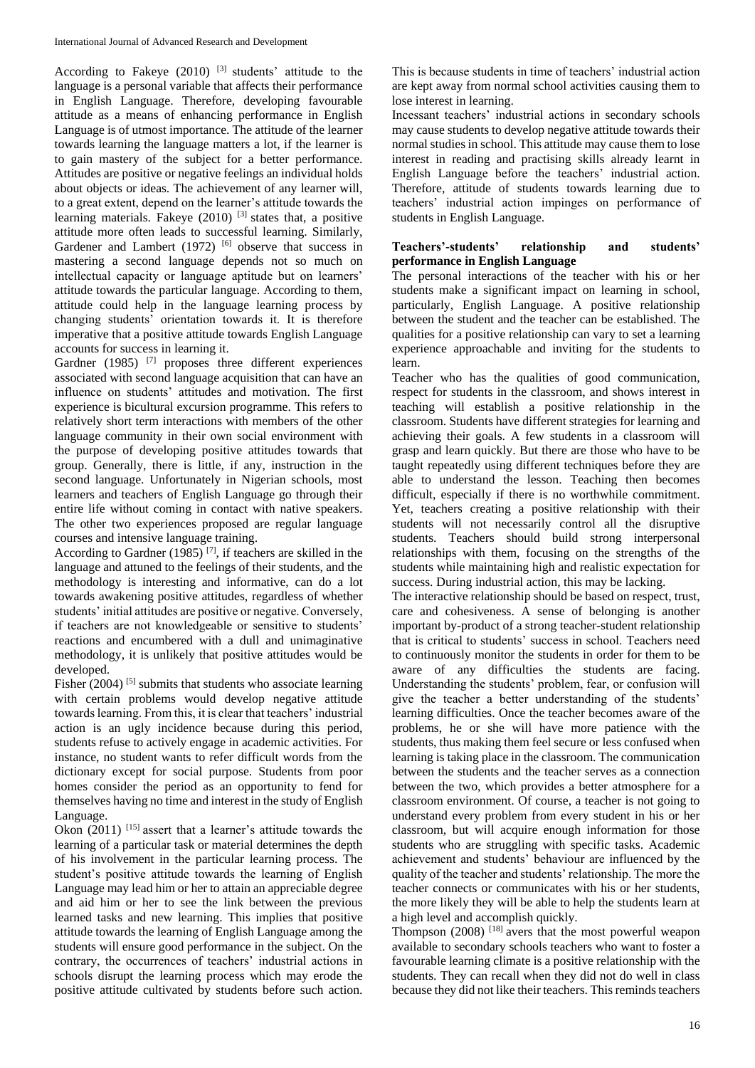According to Fakeye (2010) [3] students' attitude to the language is a personal variable that affects their performance in English Language. Therefore, developing favourable attitude as a means of enhancing performance in English Language is of utmost importance. The attitude of the learner towards learning the language matters a lot, if the learner is to gain mastery of the subject for a better performance. Attitudes are positive or negative feelings an individual holds about objects or ideas. The achievement of any learner will, to a great extent, depend on the learner's attitude towards the learning materials. Fakeye (2010) [3] states that, a positive attitude more often leads to successful learning. Similarly, Gardener and Lambert (1972) [6] observe that success in mastering a second language depends not so much on intellectual capacity or language aptitude but on learners' attitude towards the particular language. According to them, attitude could help in the language learning process by changing students' orientation towards it. It is therefore imperative that a positive attitude towards English Language accounts for success in learning it.

Gardner (1985) [7] proposes three different experiences associated with second language acquisition that can have an influence on students' attitudes and motivation. The first experience is bicultural excursion programme. This refers to relatively short term interactions with members of the other language community in their own social environment with the purpose of developing positive attitudes towards that group. Generally, there is little, if any, instruction in the second language. Unfortunately in Nigerian schools, most learners and teachers of English Language go through their entire life without coming in contact with native speakers. The other two experiences proposed are regular language courses and intensive language training.

According to Gardner (1985) [7], if teachers are skilled in the language and attuned to the feelings of their students, and the methodology is interesting and informative, can do a lot towards awakening positive attitudes, regardless of whether students' initial attitudes are positive or negative. Conversely, if teachers are not knowledgeable or sensitive to students' reactions and encumbered with a dull and unimaginative methodology, it is unlikely that positive attitudes would be developed.

Fisher (2004) [5] submits that students who associate learning with certain problems would develop negative attitude towards learning. From this, it is clear that teachers' industrial action is an ugly incidence because during this period, students refuse to actively engage in academic activities. For instance, no student wants to refer difficult words from the dictionary except for social purpose. Students from poor homes consider the period as an opportunity to fend for themselves having no time and interest in the study of English Language.

Okon (2011) [15] assert that a learner's attitude towards the learning of a particular task or material determines the depth of his involvement in the particular learning process. The student's positive attitude towards the learning of English Language may lead him or her to attain an appreciable degree and aid him or her to see the link between the previous learned tasks and new learning. This implies that positive attitude towards the learning of English Language among the students will ensure good performance in the subject. On the contrary, the occurrences of teachers' industrial actions in schools disrupt the learning process which may erode the positive attitude cultivated by students before such action. This is because students in time of teachers' industrial action are kept away from normal school activities causing them to lose interest in learning.

Incessant teachers' industrial actions in secondary schools may cause students to develop negative attitude towards their normal studies in school. This attitude may cause them to lose interest in reading and practising skills already learnt in English Language before the teachers' industrial action. Therefore, attitude of students towards learning due to teachers' industrial action impinges on performance of students in English Language.

### Teachers'-students' relationship and students' performance in English Language

The personal interactions of the teacher with his or her students make a significant impact on learning in school, particularly, English Language. A positive relationship between the student and the teacher can be established. The qualities for a positive relationship can vary to set a learning experience approachable and inviting for the students to learn.

Teacher who has the qualities of good communication, respect for students in the classroom, and shows interest in teaching will establish a positive relationship in the classroom. Students have different strategies for learning and achieving their goals. A few students in a classroom will grasp and learn quickly. But there are those who have to be taught repeatedly using different techniques before they are able to understand the lesson. Teaching then becomes difficult, especially if there is no worthwhile commitment. Yet, teachers creating a positive relationship with their students will not necessarily control all the disruptive students. Teachers should build strong interpersonal relationships with them, focusing on the strengths of the students while maintaining high and realistic expectation for success. During industrial action, this may be lacking.

The interactive relationship should be based on respect, trust, care and cohesiveness. A sense of belonging is another important by-product of a strong teacher-student relationship that is critical to students' success in school. Teachers need to continuously monitor the students in order for them to be aware of any difficulties the students are facing. Understanding the students' problem, fear, or confusion will give the teacher a better understanding of the students' learning difficulties. Once the teacher becomes aware of the problems, he or she will have more patience with the students, thus making them feel secure or less confused when learning is taking place in the classroom. The communication between the students and the teacher serves as a connection between the two, which provides a better atmosphere for a classroom environment. Of course, a teacher is not going to understand every problem from every student in his or her classroom, but will acquire enough information for those students who are struggling with specific tasks. Academic achievement and students' behaviour are influenced by the quality of the teacher and students' relationship. The more the teacher connects or communicates with his or her students, the more likely they will be able to help the students learn at a high level and accomplish quickly.

Thompson (2008) [18] avers that the most powerful weapon available to secondary schools teachers who want to foster a favourable learning climate is a positive relationship with the students. They can recall when they did not do well in class because they did not like their teachers. This reminds teachers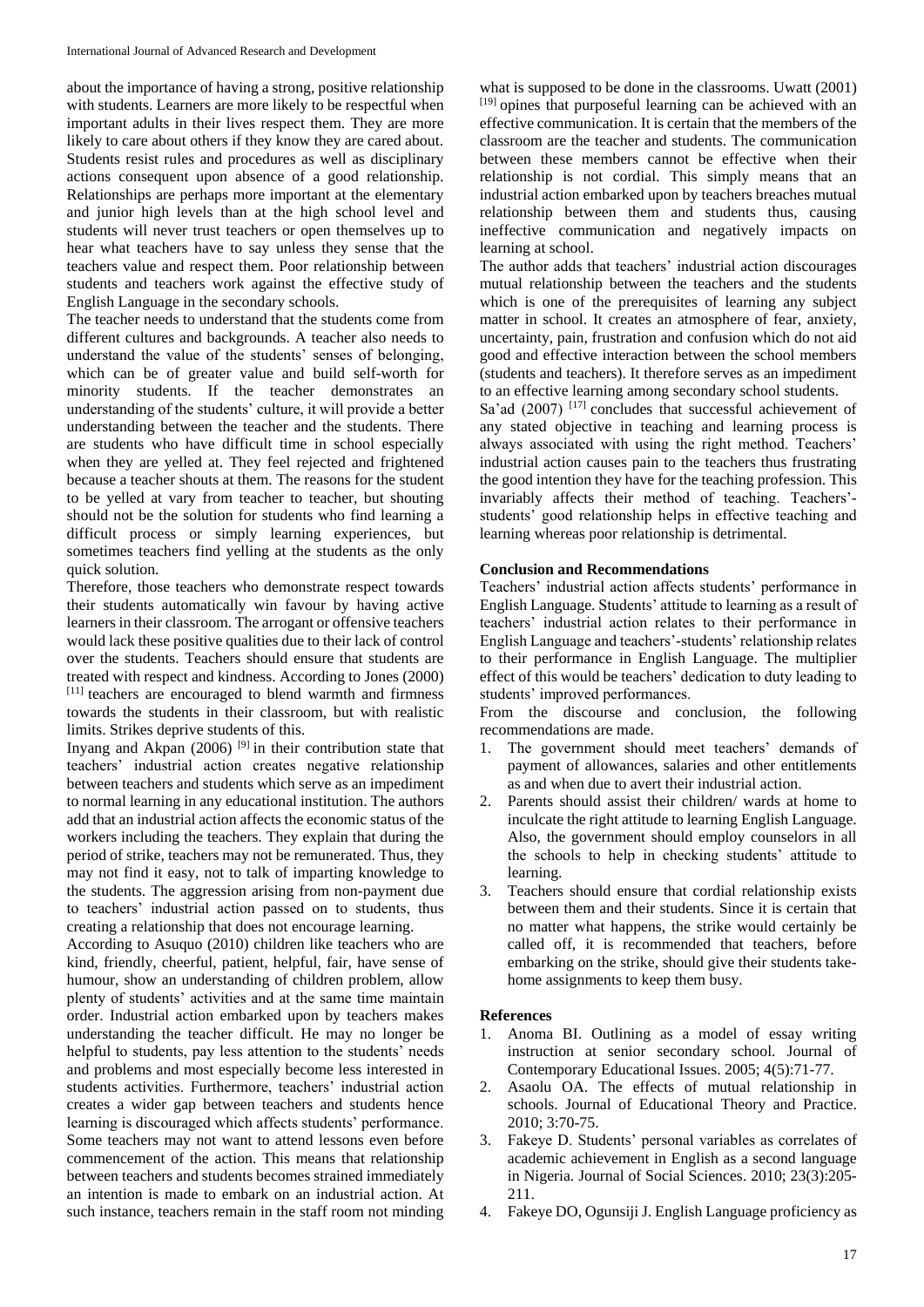about the importance of having a strong, positive relationship with students. Learners are more likely to be respectful when important adults in their lives respect them. They are more likely to care about others if they know they are cared about. Students resist rules and procedures as well as disciplinary actions consequent upon absence of a good relationship. Relationships are perhaps more important at the elementary and junior high levels than at the high school level and students will never trust teachers or open themselves up to hear what teachers have to say unless they sense that the teachers value and respect them. Poor relationship between students and teachers work against the effective study of English Language in the secondary schools.

The teacher needs to understand that the students come from different cultures and backgrounds. A teacher also needs to understand the value of the students' senses of belonging, which can be of greater value and build self-worth for minority students. If the teacher demonstrates an understanding of the students' culture, it will provide a better understanding between the teacher and the students. There are students who have difficult time in school especially when they are yelled at. They feel rejected and frightened because a teacher shouts at them. The reasons for the student to be yelled at vary from teacher to teacher, but shouting should not be the solution for students who find learning a difficult process or simply learning experiences, but sometimes teachers find yelling at the students as the only quick solution.

Therefore, those teachers who demonstrate respect towards their students automatically win favour by having active learners in their classroom. The arrogant or offensive teachers would lack these positive qualities due to their lack of control over the students. Teachers should ensure that students are treated with respect and kindness. According to Jones (2000) [11] teachers are encouraged to blend warmth and firmness towards the students in their classroom, but with realistic limits. Strikes deprive students of this.

Inyang and Akpan (2006) [9] in their contribution state that teachers' industrial action creates negative relationship between teachers and students which serve as an impediment to normal learning in any educational institution. The authors add that an industrial action affects the economic status of the workers including the teachers. They explain that during the period of strike, teachers may not be remunerated. Thus, they may not find it easy, not to talk of imparting knowledge to the students. The aggression arising from non-payment due to teachers' industrial action passed on to students, thus creating a relationship that does not encourage learning.

According to Asuquo (2010) children like teachers who are kind, friendly, cheerful, patient, helpful, fair, have sense of humour, show an understanding of children problem, allow plenty of students' activities and at the same time maintain order. Industrial action embarked upon by teachers makes understanding the teacher difficult. He may no longer be helpful to students, pay less attention to the students' needs and problems and most especially become less interested in students activities. Furthermore, teachers' industrial action creates a wider gap between teachers and students hence learning is discouraged which affects students' performance. Some teachers may not want to attend lessons even before commencement of the action. This means that relationship between teachers and students becomes strained immediately an intention is made to embark on an industrial action. At such instance, teachers remain in the staff room not minding what is supposed to be done in the classrooms. Uwatt (2001) [19] opines that purposeful learning can be achieved with an effective communication. It is certain that the members of the classroom are the teacher and students. The communication between these members cannot be effective when their relationship is not cordial. This simply means that an industrial action embarked upon by teachers breaches mutual relationship between them and students thus, causing ineffective communication and negatively impacts on learning at school.

The author adds that teachers' industrial action discourages mutual relationship between the teachers and the students which is one of the prerequisites of learning any subject matter in school. It creates an atmosphere of fear, anxiety, uncertainty, pain, frustration and confusion which do not aid good and effective interaction between the school members (students and teachers). It therefore serves as an impediment to an effective learning among secondary school students.

Sa'ad (2007) [17] concludes that successful achievement of any stated objective in teaching and learning process is always associated with using the right method. Teachers' industrial action causes pain to the teachers thus frustrating the good intention they have for the teaching profession. This invariably affects their method of teaching. Teachers'-students' good relationship helps in effective teaching and learning whereas poor relationship is detrimental.

## Conclusion and Recommendations

Teachers' industrial action affects students' performance in English Language. Students' attitude to learning as a result of teachers' industrial action relates to their performance in English Language and teachers'-students' relationship relates to their performance in English Language. The multiplier effect of this would be teachers' dedication to duty leading to students' improved performances.

From the discourse and conclusion, the following recommendations are made.

1. The government should meet teachers' demands of payment of allowances, salaries and other entitlements as and when due to avert their industrial action.
2. Parents should assist their children/ wards at home to inculcate the right attitude to learning English Language. Also, the government should employ counselors in all the schools to help in checking students' attitude to learning.
3. Teachers should ensure that cordial relationship exists between them and their students. Since it is certain that no matter what happens, the strike would certainly be called off, it is recommended that teachers, before embarking on the strike, should give their students take-home assignments to keep them busy.

## References

1. Anoma BI. Outlining as a model of essay writing instruction at senior secondary school. Journal of Contemporary Educational Issues. 2005; 4(5):71-77.
2. Asaolu OA. The effects of mutual relationship in schools. Journal of Educational Theory and Practice. 2010; 3:70-75.
3. Fakeye D. Students' personal variables as correlates of academic achievement in English as a second language in Nigeria. Journal of Social Sciences. 2010; 23(3):205-211.
4. Fakeye DO, Ogunsiji J. English Language proficiency as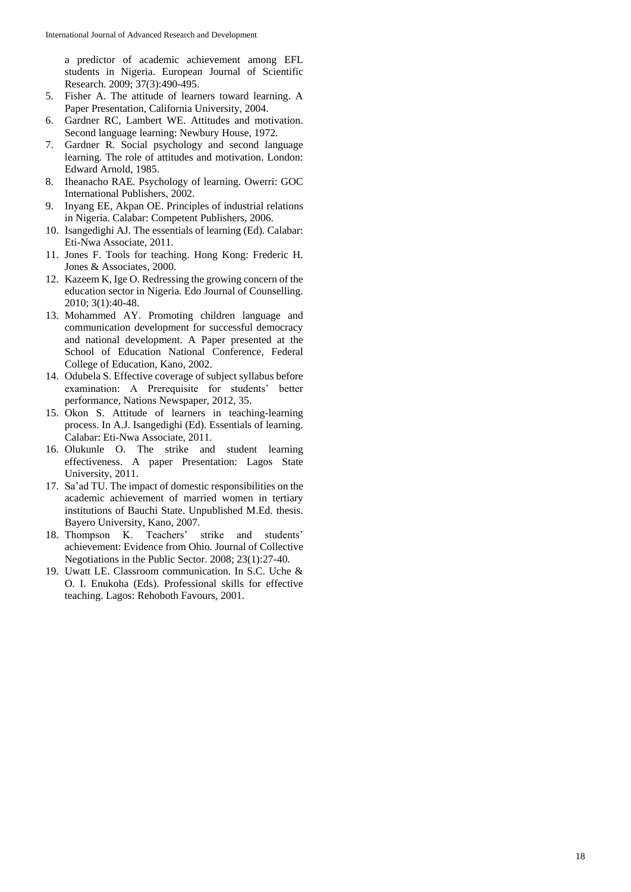a predictor of academic achievement among EFL students in Nigeria. European Journal of Scientific Research. 2009; 37(3):490-495.

5. Fisher A. The attitude of learners toward learning. A Paper Presentation, California University, 2004.
6. Gardner RC, Lambert WE. Attitudes and motivation. Second language learning: Newbury House, 1972.
7. Gardner R. Social psychology and second language learning. The role of attitudes and motivation. London: Edward Arnold, 1985.
8. Iheanacho RAE. Psychology of learning. Owerri: GOC International Publishers, 2002.
9. Inyang EE, Akpan OE. Principles of industrial relations in Nigeria. Calabar: Competent Publishers, 2006.
10. Isangedighi AJ. The essentials of learning (Ed). Calabar: Eti-Nwa Associate, 2011.
11. Jones F. Tools for teaching. Hong Kong: Frederic H. Jones & Associates, 2000.
12. Kazeem K, Ige O. Redressing the growing concern of the education sector in Nigeria. Edo Journal of Counselling. 2010; 3(1):40-48.
13. Mohammed AY. Promoting children language and communication development for successful democracy and national development. A Paper presented at the School of Education National Conference, Federal College of Education, Kano, 2002.
14. Odubela S. Effective coverage of subject syllabus before examination: A Prerequisite for students' better performance, Nations Newspaper, 2012, 35.
15. Okon S. Attitude of learners in teaching-learning process. In A.J. Isangedighi (Ed). Essentials of learning. Calabar: Eti-Nwa Associate, 2011.
16. Olukunle O. The strike and student learning effectiveness. A paper Presentation: Lagos State University, 2011.
17. Sa'ad TU. The impact of domestic responsibilities on the academic achievement of married women in tertiary institutions of Bauchi State. Unpublished M.Ed. thesis. Bayero University, Kano, 2007.
18. Thompson K. Teachers' strike and students' achievement: Evidence from Ohio. Journal of Collective Negotiations in the Public Sector. 2008; 23(1):27-40.
19. Uwatt LE. Classroom communication. In S.C. Uche & O. I. Enukoha (Eds). Professional skills for effective teaching. Lagos: Rehoboth Favours, 2001.